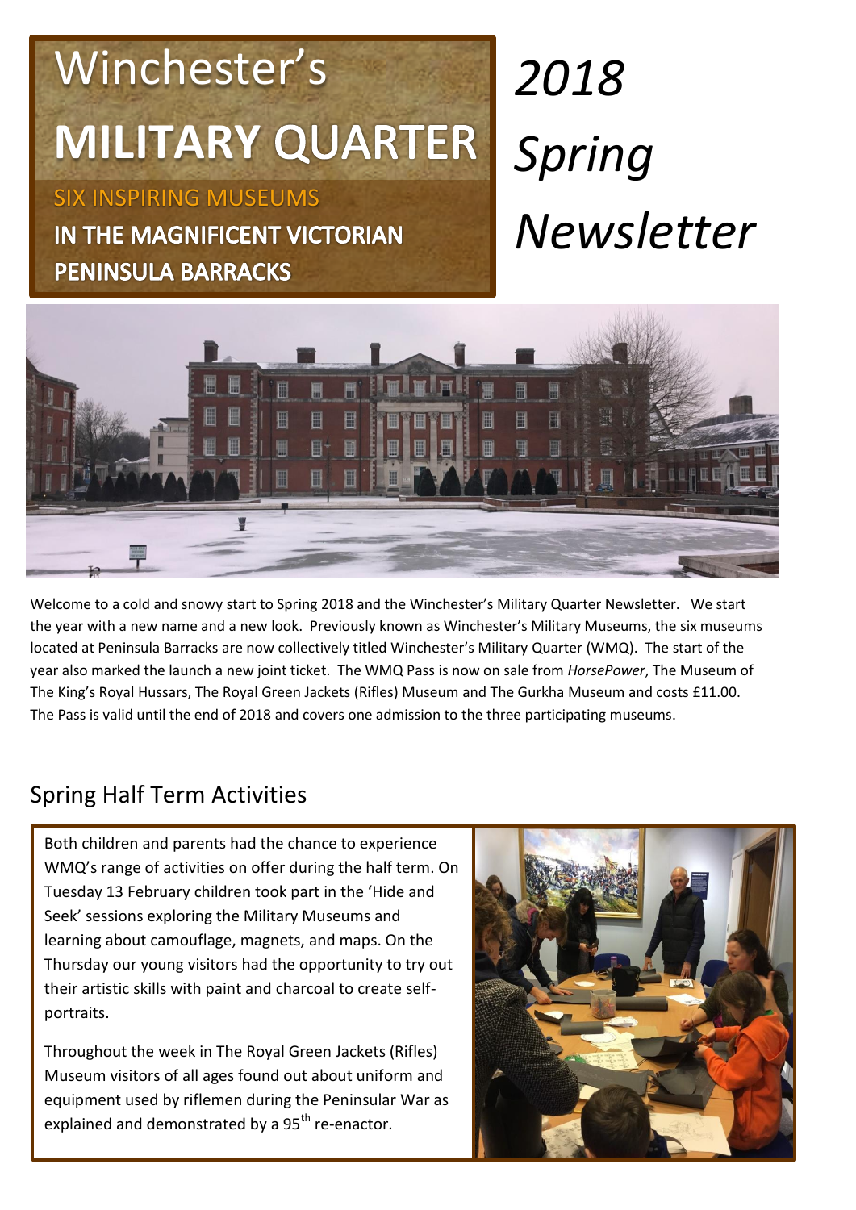# Winchester's MILITARY QUARTER

SIX INSPIRING MUSEUMS

**IN THE MAGNIFICENT VICTORIAN PENINSULA BARRACKS**

# *2018 Spring Newsletter*

Welcome to a cold and snowy start to Spring 2018 and the Winchester's Military Quarter Newsletter. We start the year with a new name and a new look. Previously known as Winchester's Military Museums, the six museums located at Peninsula Barracks are now collectively titled Winchester's Military Quarter (WMQ). The start of the year also marked the launch a new joint ticket. The WMQ Pass is now on sale from *HorsePower*, The Museum of The King's Royal Hussars, The Royal Green Jackets (Rifles) Museum and The Gurkha Museum and costs £11.00. The Pass is valid until the end of 2018 and covers one admission to the three participating museums.

## Spring Half Term Activities

Both children and parents had the chance to experience WMQ's range of activities on offer during the half term. On Tuesday 13 February children took part in the 'Hide and Seek' sessions exploring the Military Museums and learning about camouflage, magnets, and maps. On the Thursday our young visitors had the opportunity to try out their artistic skills with paint and charcoal to create self-portraits.

Throughout the week in The Royal Green Jackets (Rifles) Museum visitors of all ages found out about uniform and equipment used by riflemen during the Peninsular War as explained and demonstrated by a 95th re-enactor.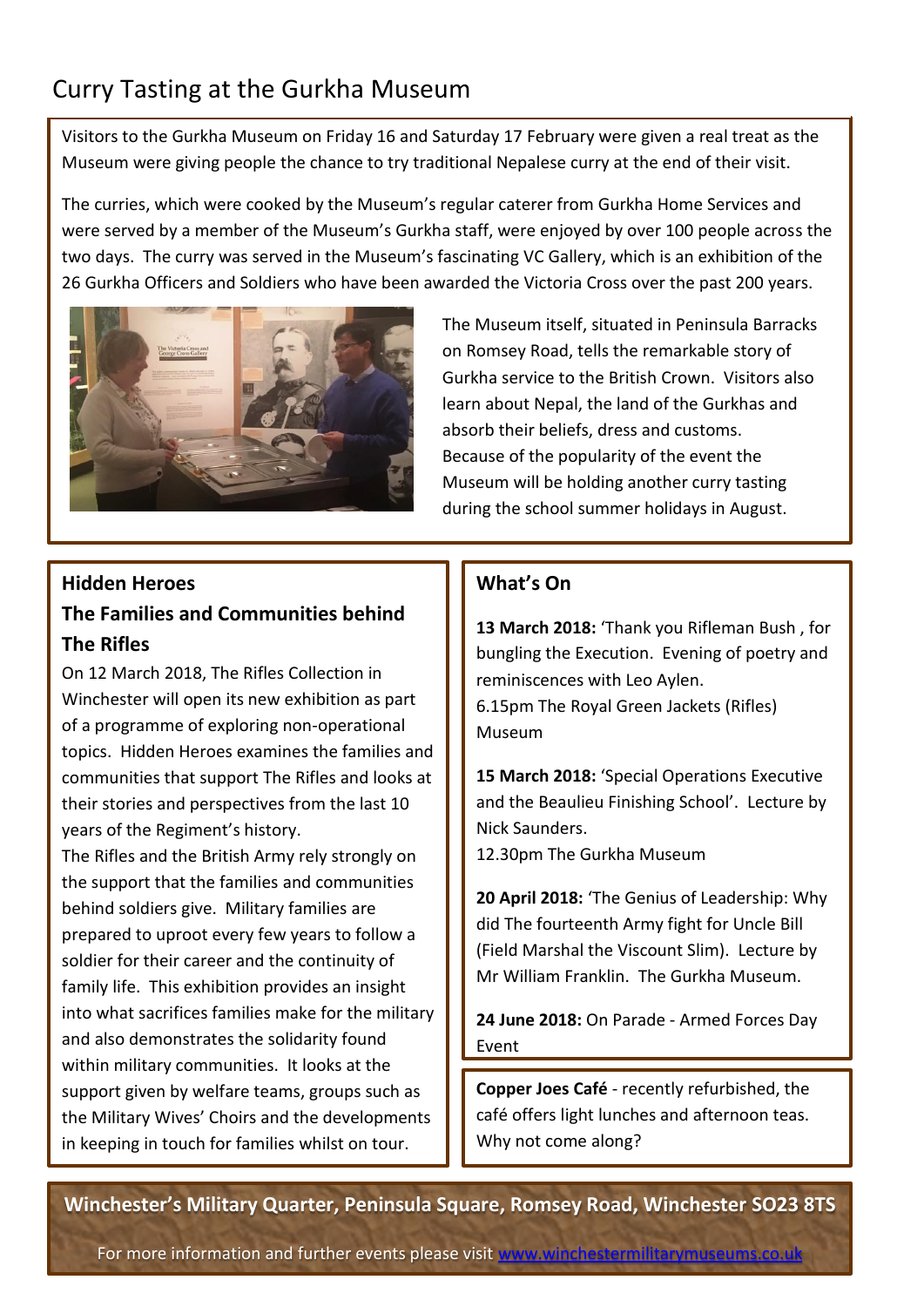# Curry Tasting at the Gurkha Museum

Visitors to the Gurkha Museum on Friday 16 and Saturday 17 February were given a real treat as the Museum were giving people the chance to try traditional Nepalese curry at the end of their visit.

The curries, which were cooked by the Museum's regular caterer from Gurkha Home Services and were served by a member of the Museum's Gurkha staff, were enjoyed by over 100 people across the two days. The curry was served in the Museum's fascinating VC Gallery, which is an exhibition of the 26 Gurkha Officers and Soldiers who have been awarded the Victoria Cross over the past 200 years.

The Museum itself, situated in Peninsula Barracks on Romsey Road, tells the remarkable story of Gurkha service to the British Crown. Visitors also learn about Nepal, the land of the Gurkhas and absorb their beliefs, dress and customs. Because of the popularity of the event the Museum will be holding another curry tasting during the school summer holidays in August.

## Hidden Heroes

## The Families and Communities behind The Rifles

On 12 March 2018, The Rifles Collection in Winchester will open its new exhibition as part of a programme of exploring non-operational topics. Hidden Heroes examines the families and communities that support The Rifles and looks at their stories and perspectives from the last 10 years of the Regiment's history.

The Rifles and the British Army rely strongly on the support that the families and communities behind soldiers give. Military families are prepared to uproot every few years to follow a soldier for their career and the continuity of family life. This exhibition provides an insight into what sacrifices families make for the military and also demonstrates the solidarity found within military communities. It looks at the support given by welfare teams, groups such as the Military Wives' Choirs and the developments in keeping in touch for families whilst on tour.

## What's On

**13 March 2018:** 'Thank you Rifleman Bush , for bungling the Execution. Evening of poetry and reminiscences with Leo Aylen.
6.15pm The Royal Green Jackets (Rifles) Museum

**15 March 2018:** 'Special Operations Executive and the Beaulieu Finishing School'. Lecture by Nick Saunders.
12.30pm The Gurkha Museum

**20 April 2018:** 'The Genius of Leadership: Why did The fourteenth Army fight for Uncle Bill (Field Marshal the Viscount Slim). Lecture by Mr William Franklin. The Gurkha Museum.

**24 June 2018:** On Parade - Armed Forces Day Event

**Copper Joes Café** - recently refurbished, the café offers light lunches and afternoon teas. Why not come along?

**Winchester's Military Quarter, Peninsula Square, Romsey Road, Winchester SO23 8TS**

For more information and further events please visit www.winchestermilitarymuseums.co.uk